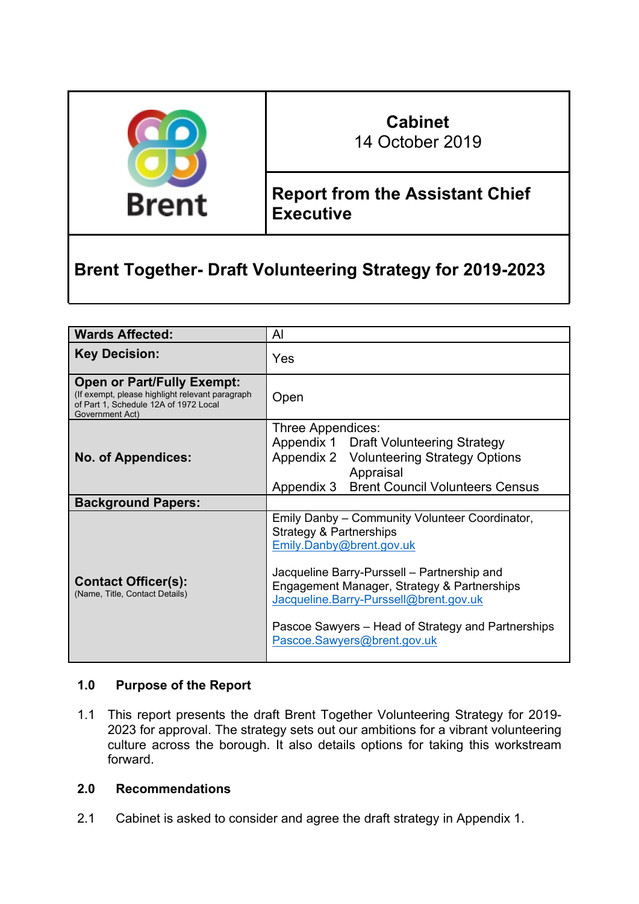| Brent | **Cabinet**<br>14 October 2019 |
|---|---|
| | **Report from the Assistant Chief Executive** |

## Brent Together- Draft Volunteering Strategy for 2019-2023

| | |
|---|---|
| **Wards Affected:** | Al |
| **Key Decision:** | Yes |
| **Open or Part/Fully Exempt:**<br>(If exempt, please highlight relevant paragraph of Part 1, Schedule 12A of 1972 Local Government Act) | Open |
| **No. of Appendices:** | Three Appendices:<br>Appendix 1 Draft Volunteering Strategy<br>Appendix 2 Volunteering Strategy Options Appraisal<br>Appendix 3 Brent Council Volunteers Census |
| **Background Papers:** | |
| **Contact Officer(s):**<br>(Name, Title, Contact Details) | Emily Danby – Community Volunteer Coordinator, Strategy & Partnerships<br>Emily.Danby@brent.gov.uk<br><br>Jacqueline Barry-Purssell – Partnership and Engagement Manager, Strategy & Partnerships<br>Jacqueline.Barry-Purssell@brent.gov.uk<br><br>Pascoe Sawyers – Head of Strategy and Partnerships<br>Pascoe.Sawyers@brent.gov.uk |

### 1.0 Purpose of the Report

1.1 This report presents the draft Brent Together Volunteering Strategy for 2019-2023 for approval. The strategy sets out our ambitions for a vibrant volunteering culture across the borough. It also details options for taking this workstream forward.

### 2.0 Recommendations

2.1 Cabinet is asked to consider and agree the draft strategy in Appendix 1.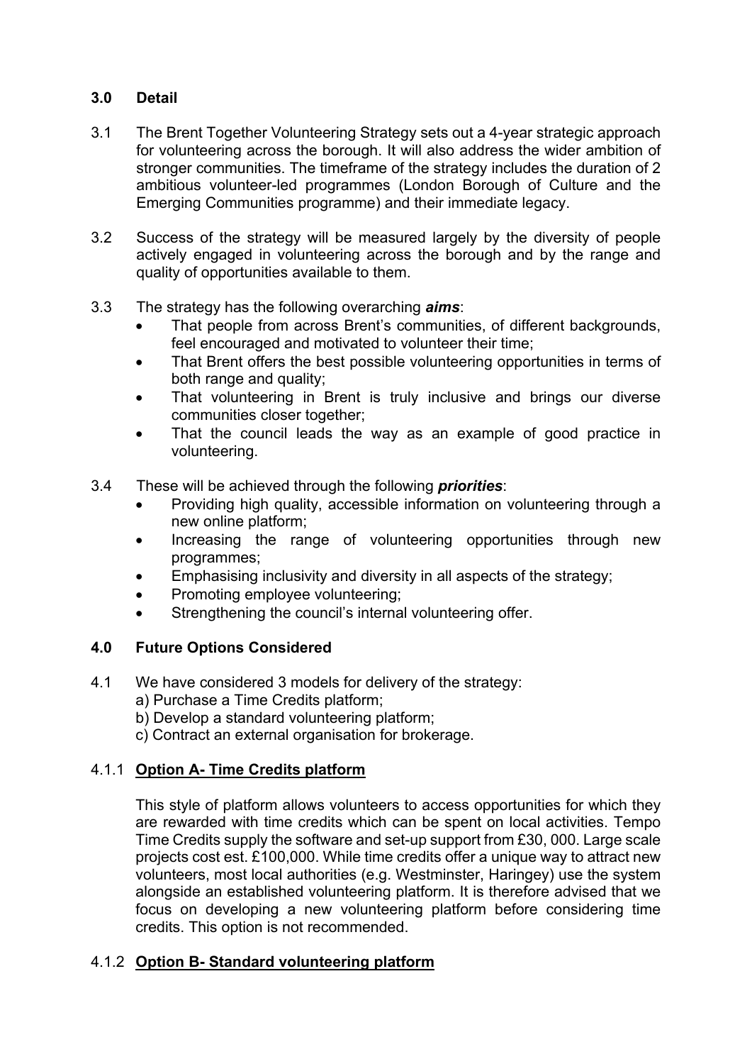## 3.0 Detail

3.1 The Brent Together Volunteering Strategy sets out a 4-year strategic approach for volunteering across the borough. It will also address the wider ambition of stronger communities. The timeframe of the strategy includes the duration of 2 ambitious volunteer-led programmes (London Borough of Culture and the Emerging Communities programme) and their immediate legacy.

3.2 Success of the strategy will be measured largely by the diversity of people actively engaged in volunteering across the borough and by the range and quality of opportunities available to them.

3.3 The strategy has the following overarching ***aims***:

- That people from across Brent's communities, of different backgrounds, feel encouraged and motivated to volunteer their time;
- That Brent offers the best possible volunteering opportunities in terms of both range and quality;
- That volunteering in Brent is truly inclusive and brings our diverse communities closer together;
- That the council leads the way as an example of good practice in volunteering.

3.4 These will be achieved through the following ***priorities***:

- Providing high quality, accessible information on volunteering through a new online platform;
- Increasing the range of volunteering opportunities through new programmes;
- Emphasising inclusivity and diversity in all aspects of the strategy;
- Promoting employee volunteering;
- Strengthening the council's internal volunteering offer.

## 4.0 Future Options Considered

4.1 We have considered 3 models for delivery of the strategy:
a) Purchase a Time Credits platform;
b) Develop a standard volunteering platform;
c) Contract an external organisation for brokerage.

### 4.1.1 Option A- Time Credits platform

This style of platform allows volunteers to access opportunities for which they are rewarded with time credits which can be spent on local activities. Tempo Time Credits supply the software and set-up support from £30, 000. Large scale projects cost est. £100,000. While time credits offer a unique way to attract new volunteers, most local authorities (e.g. Westminster, Haringey) use the system alongside an established volunteering platform. It is therefore advised that we focus on developing a new volunteering platform before considering time credits. This option is not recommended.

### 4.1.2 Option B- Standard volunteering platform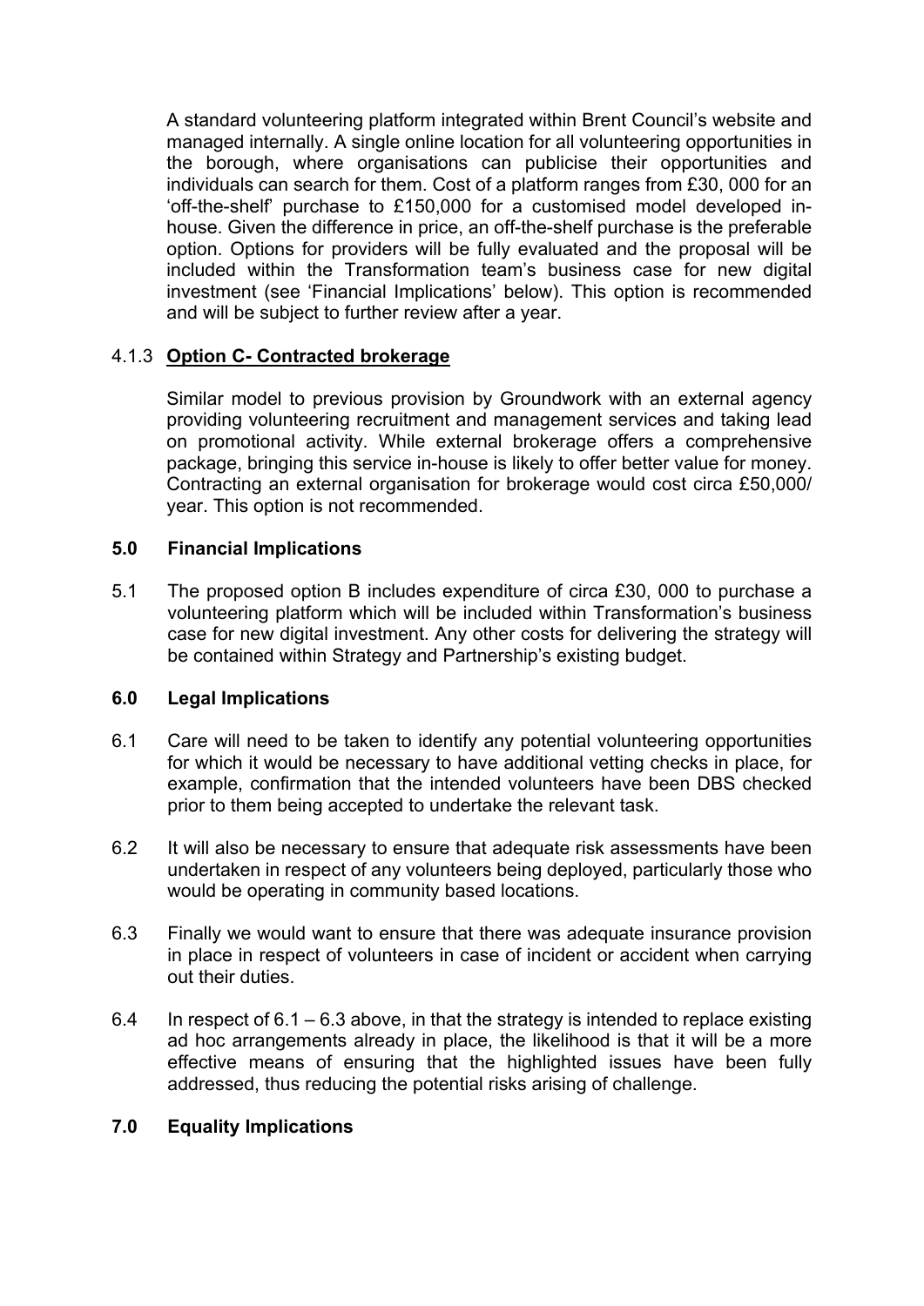A standard volunteering platform integrated within Brent Council's website and managed internally. A single online location for all volunteering opportunities in the borough, where organisations can publicise their opportunities and individuals can search for them. Cost of a platform ranges from £30, 000 for an 'off-the-shelf' purchase to £150,000 for a customised model developed in-house. Given the difference in price, an off-the-shelf purchase is the preferable option. Options for providers will be fully evaluated and the proposal will be included within the Transformation team's business case for new digital investment (see 'Financial Implications' below). This option is recommended and will be subject to further review after a year.

4.1.3 **Option C- Contracted brokerage**

Similar model to previous provision by Groundwork with an external agency providing volunteering recruitment and management services and taking lead on promotional activity. While external brokerage offers a comprehensive package, bringing this service in-house is likely to offer better value for money. Contracting an external organisation for brokerage would cost circa £50,000/ year. This option is not recommended.

## 5.0 Financial Implications

5.1 The proposed option B includes expenditure of circa £30, 000 to purchase a volunteering platform which will be included within Transformation's business case for new digital investment. Any other costs for delivering the strategy will be contained within Strategy and Partnership's existing budget.

## 6.0 Legal Implications

6.1 Care will need to be taken to identify any potential volunteering opportunities for which it would be necessary to have additional vetting checks in place, for example, confirmation that the intended volunteers have been DBS checked prior to them being accepted to undertake the relevant task.

6.2 It will also be necessary to ensure that adequate risk assessments have been undertaken in respect of any volunteers being deployed, particularly those who would be operating in community based locations.

6.3 Finally we would want to ensure that there was adequate insurance provision in place in respect of volunteers in case of incident or accident when carrying out their duties.

6.4 In respect of 6.1 – 6.3 above, in that the strategy is intended to replace existing ad hoc arrangements already in place, the likelihood is that it will be a more effective means of ensuring that the highlighted issues have been fully addressed, thus reducing the potential risks arising of challenge.

## 7.0 Equality Implications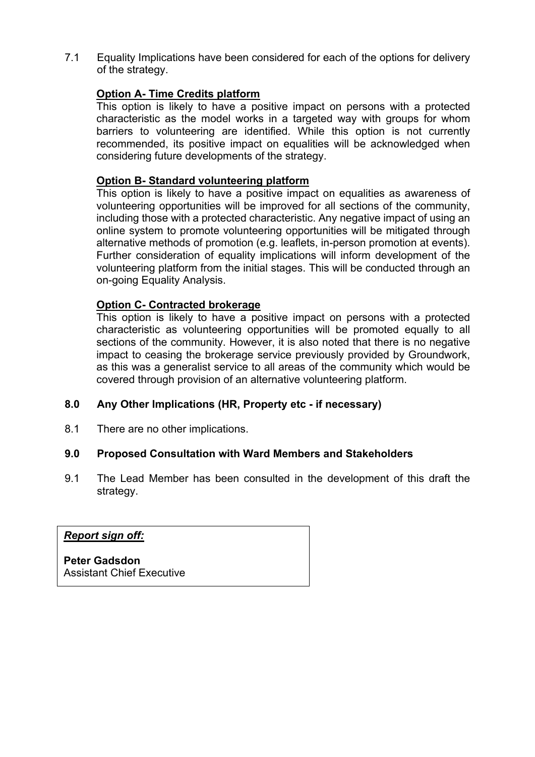7.1 Equality Implications have been considered for each of the options for delivery of the strategy.

**Option A- Time Credits platform**

This option is likely to have a positive impact on persons with a protected characteristic as the model works in a targeted way with groups for whom barriers to volunteering are identified. While this option is not currently recommended, its positive impact on equalities will be acknowledged when considering future developments of the strategy.

**Option B- Standard volunteering platform**

This option is likely to have a positive impact on equalities as awareness of volunteering opportunities will be improved for all sections of the community, including those with a protected characteristic. Any negative impact of using an online system to promote volunteering opportunities will be mitigated through alternative methods of promotion (e.g. leaflets, in-person promotion at events). Further consideration of equality implications will inform development of the volunteering platform from the initial stages. This will be conducted through an on-going Equality Analysis.

**Option C- Contracted brokerage**

This option is likely to have a positive impact on persons with a protected characteristic as volunteering opportunities will be promoted equally to all sections of the community. However, it is also noted that there is no negative impact to ceasing the brokerage service previously provided by Groundwork, as this was a generalist service to all areas of the community which would be covered through provision of an alternative volunteering platform.

## 8.0 Any Other Implications (HR, Property etc - if necessary)

8.1 There are no other implications.

## 9.0 Proposed Consultation with Ward Members and Stakeholders

9.1 The Lead Member has been consulted in the development of this draft the strategy.

***Report sign off:***

**Peter Gadsdon**
Assistant Chief Executive